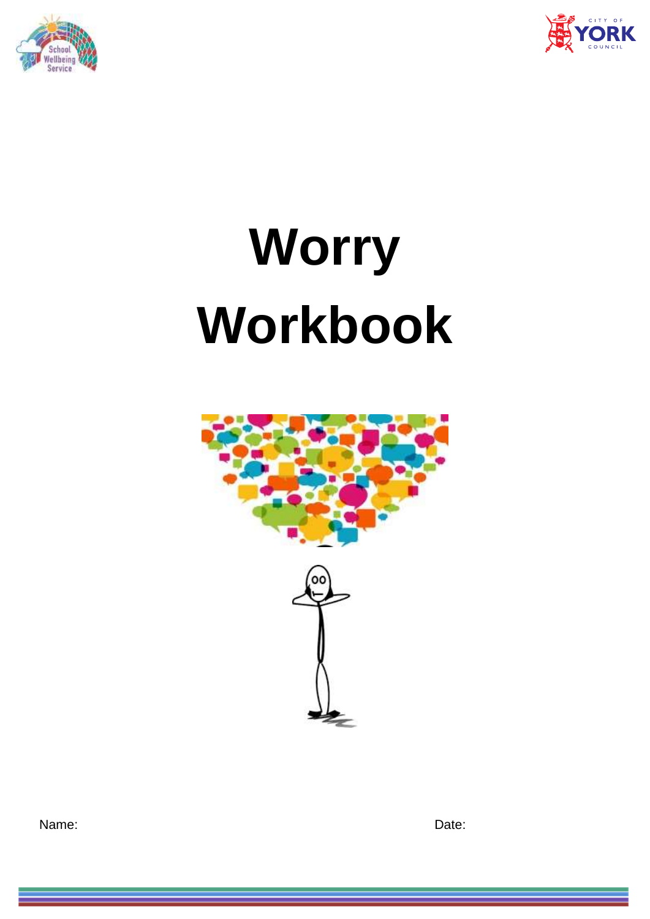# Worry Workbook

Name: Date: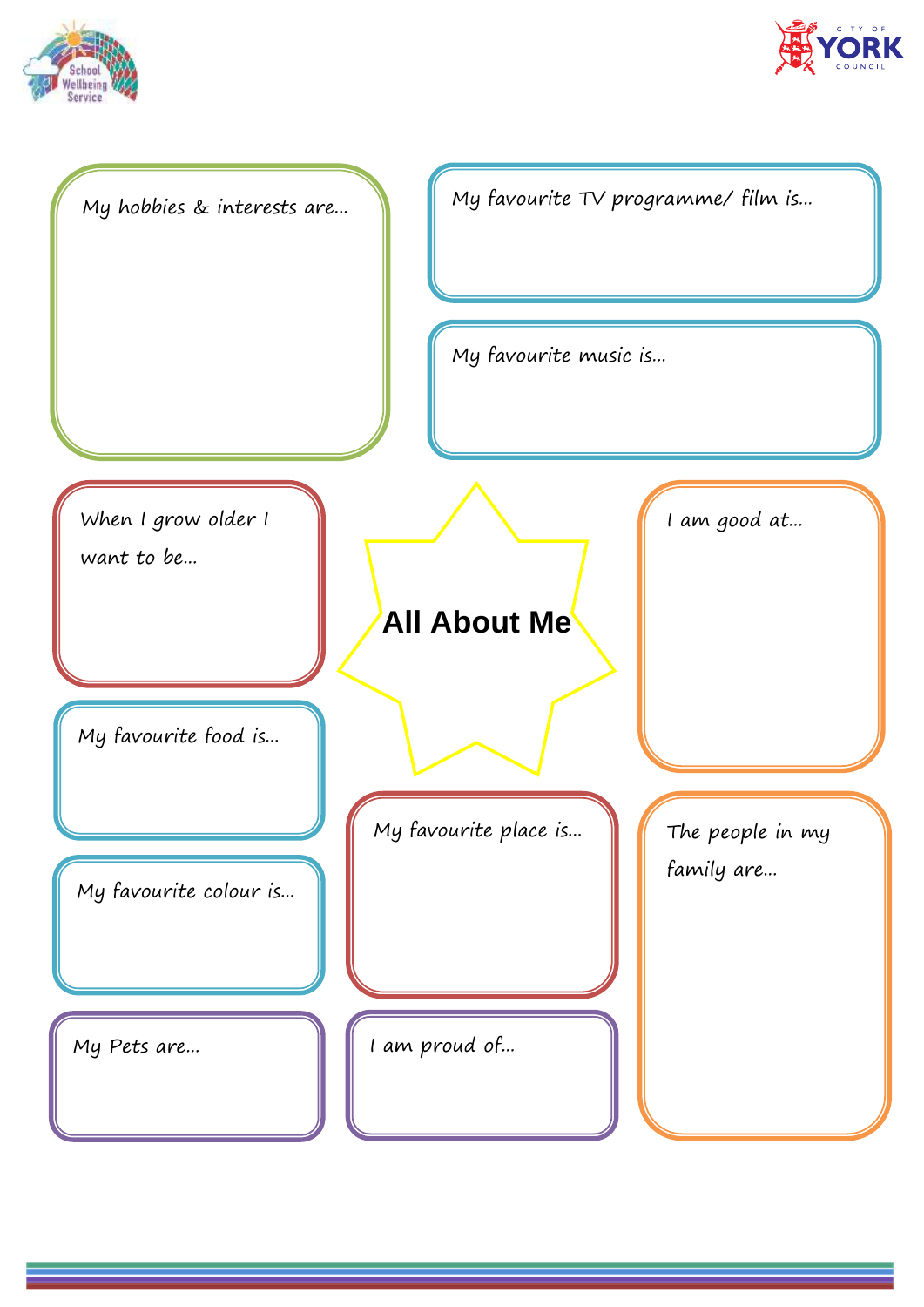# All About Me

My hobbies & interests are...

My favourite TV programme/ film is...

My favourite music is...

When I grow older I want to be...

I am good at...

My favourite food is...

My favourite colour is...

My favourite place is...

The people in my family are...

My Pets are...

I am proud of...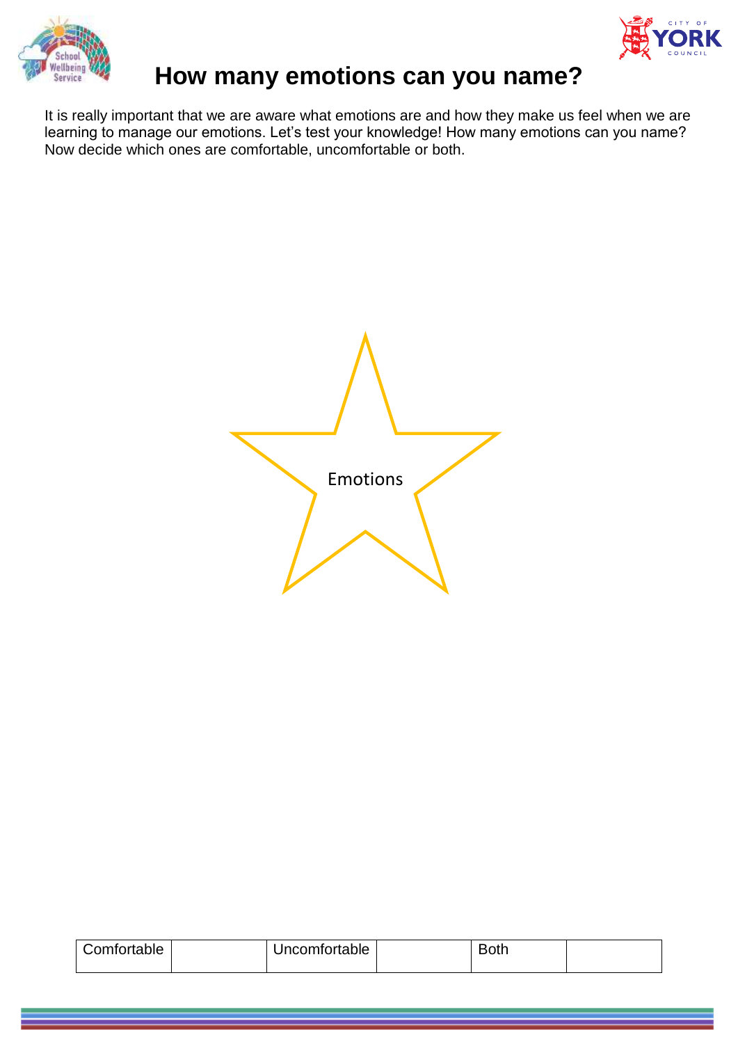# How many emotions can you name?

It is really important that we are aware what emotions are and how they make us feel when we are learning to manage our emotions. Let's test your knowledge! How many emotions can you name? Now decide which ones are comfortable, uncomfortable or both.

Emotions

| Comfortable | | Uncomfortable | | Both | |
|---|---|---|---|---|---|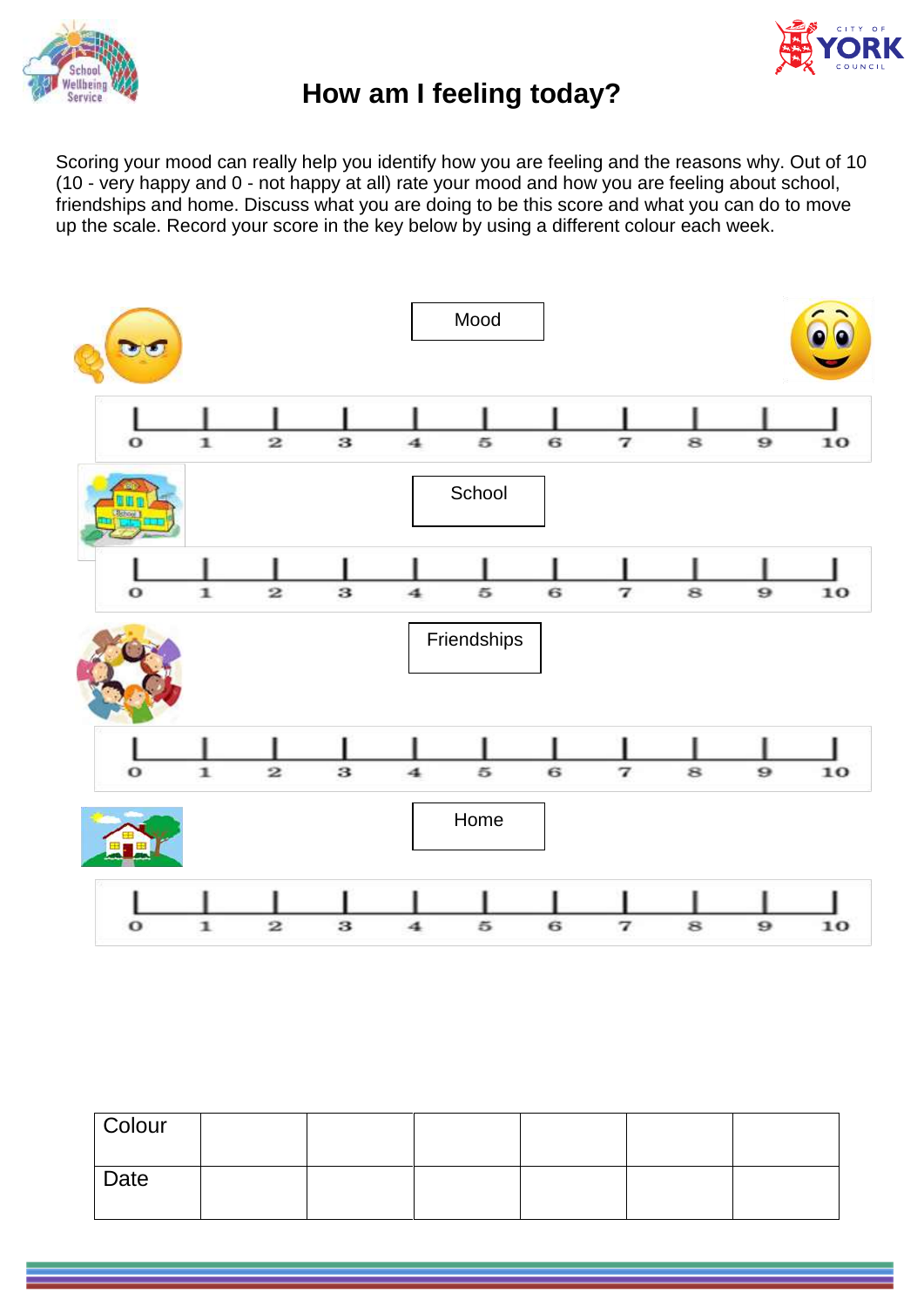# How am I feeling today?

Scoring your mood can really help you identify how you are feeling and the reasons why. Out of 10 (10 - very happy and 0 - not happy at all) rate your mood and how you are feeling about school, friendships and home. Discuss what you are doing to be this score and what you can do to move up the scale. Record your score in the key below by using a different colour each week.

**Mood**

0 1 2 3 4 5 6 7 8 9 10

**School**

0 1 2 3 4 5 6 7 8 9 10

**Friendships**

0 1 2 3 4 5 6 7 8 9 10

**Home**

0 1 2 3 4 5 6 7 8 9 10

| Colour | | | | | | |
|---|---|---|---|---|---|---|
| Date | | | | | | |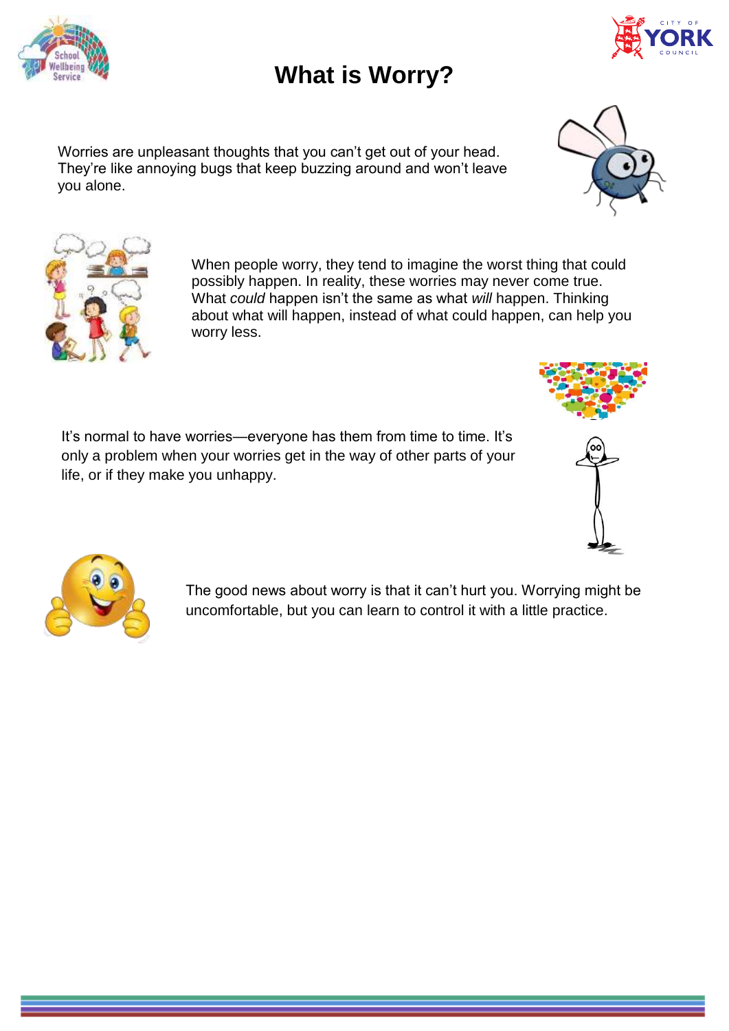# What is Worry?

Worries are unpleasant thoughts that you can't get out of your head. They're like annoying bugs that keep buzzing around and won't leave you alone.

When people worry, they tend to imagine the worst thing that could possibly happen. In reality, these worries may never come true. What *could* happen isn't the same as what *will* happen. Thinking about what will happen, instead of what could happen, can help you worry less.

It's normal to have worries—everyone has them from time to time. It's only a problem when your worries get in the way of other parts of your life, or if they make you unhappy.

The good news about worry is that it can't hurt you. Worrying might be uncomfortable, but you can learn to control it with a little practice.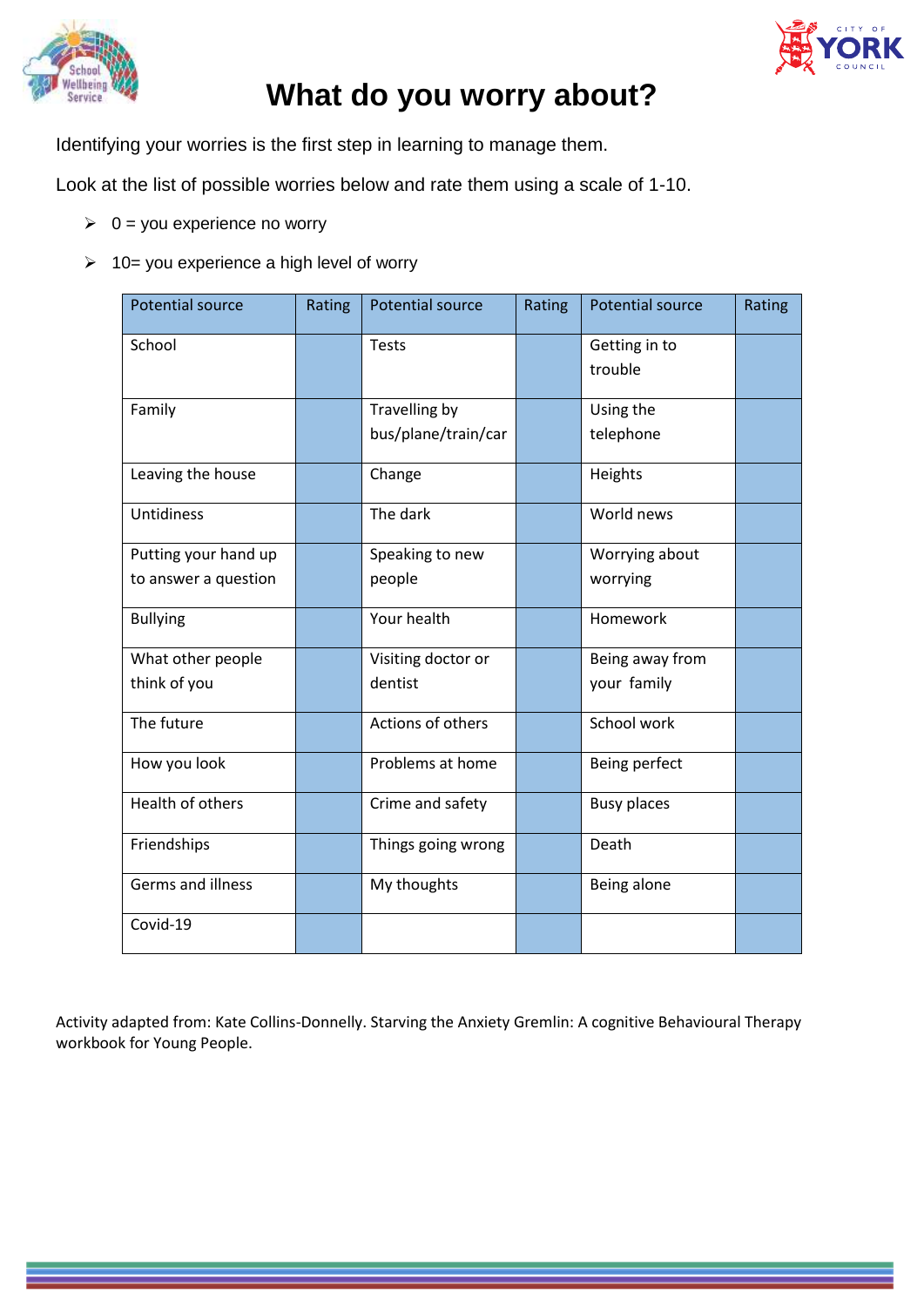# What do you worry about?

Identifying your worries is the first step in learning to manage them.

Look at the list of possible worries below and rate them using a scale of 1-10.

- 0 = you experience no worry
- 10= you experience a high level of worry

| Potential source | Rating | Potential source | Rating | Potential source | Rating |
|---|---|---|---|---|---|
| School | | Tests | | Getting in to trouble | |
| Family | | Travelling by bus/plane/train/car | | Using the telephone | |
| Leaving the house | | Change | | Heights | |
| Untidiness | | The dark | | World news | |
| Putting your hand up to answer a question | | Speaking to new people | | Worrying about worrying | |
| Bullying | | Your health | | Homework | |
| What other people think of you | | Visiting doctor or dentist | | Being away from your family | |
| The future | | Actions of others | | School work | |
| How you look | | Problems at home | | Being perfect | |
| Health of others | | Crime and safety | | Busy places | |
| Friendships | | Things going wrong | | Death | |
| Germs and illness | | My thoughts | | Being alone | |
| Covid-19 | | | | | |

Activity adapted from: Kate Collins-Donnelly. Starving the Anxiety Gremlin: A cognitive Behavioural Therapy workbook for Young People.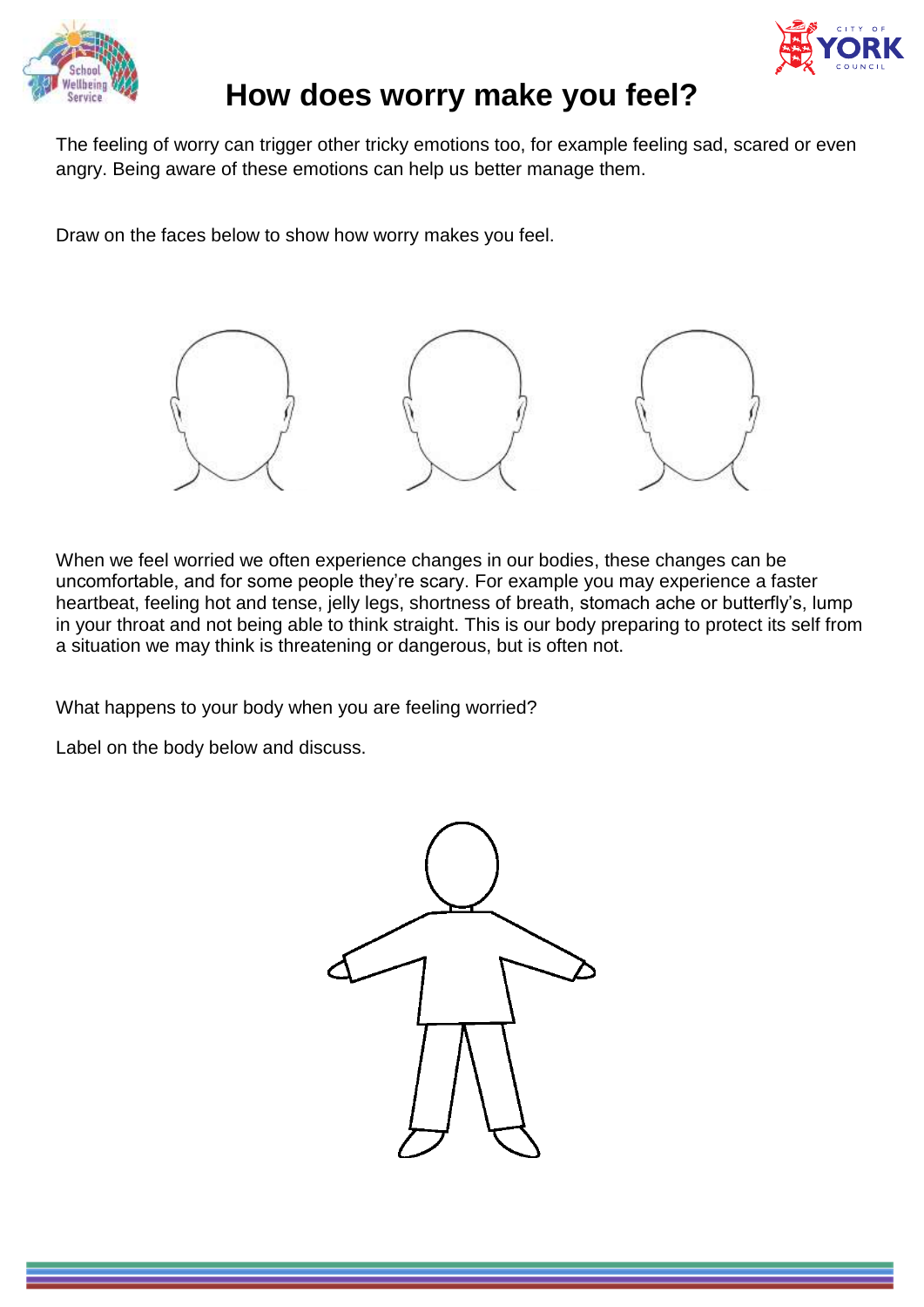# How does worry make you feel?

The feeling of worry can trigger other tricky emotions too, for example feeling sad, scared or even angry. Being aware of these emotions can help us better manage them.

Draw on the faces below to show how worry makes you feel.

When we feel worried we often experience changes in our bodies, these changes can be uncomfortable, and for some people they're scary. For example you may experience a faster heartbeat, feeling hot and tense, jelly legs, shortness of breath, stomach ache or butterfly's, lump in your throat and not being able to think straight. This is our body preparing to protect its self from a situation we may think is threatening or dangerous, but is often not.

What happens to your body when you are feeling worried?

Label on the body below and discuss.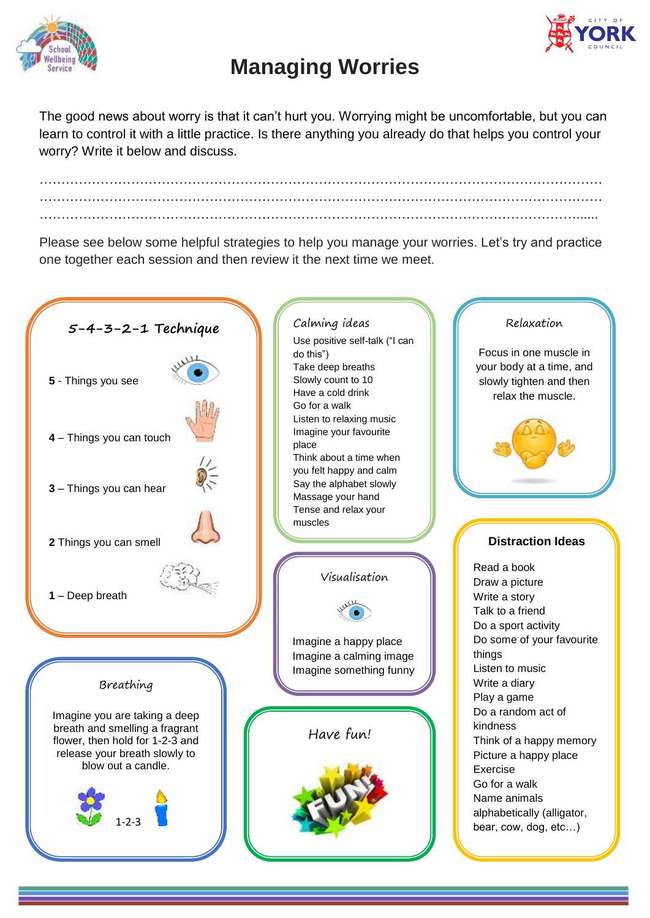# Managing Worries

The good news about worry is that it can't hurt you. Worrying might be uncomfortable, but you can learn to control it with a little practice. Is there anything you already do that helps you control your worry? Write it below and discuss.

…………………………………………………………………………………………………………………
…………………………………………………………………………………………………………………
…………………………………………………………………………………………………………………

Please see below some helpful strategies to help you manage your worries. Let's try and practice one together each session and then review it the next time we meet.

## 5-4-3-2-1 Technique

**5** - Things you see

**4** – Things you can touch

**3** – Things you can hear

**2** Things you can smell

**1** – Deep breath

## Breathing

Imagine you are taking a deep breath and smelling a fragrant flower, then hold for 1-2-3 and release your breath slowly to blow out a candle.

1-2-3

## Calming ideas

Use positive self-talk ("I can do this")
Take deep breaths
Slowly count to 10
Have a cold drink
Go for a walk
Listen to relaxing music
Imagine your favourite place
Think about a time when you felt happy and calm
Say the alphabet slowly
Massage your hand
Tense and relax your muscles

## Visualisation

Imagine a happy place
Imagine a calming image
Imagine something funny

## Have fun!

## Relaxation

Focus in one muscle in your body at a time, and slowly tighten and then relax the muscle.

## Distraction Ideas

Read a book
Draw a picture
Write a story
Talk to a friend
Do a sport activity
Do some of your favourite things
Listen to music
Write a diary
Play a game
Do a random act of kindness
Think of a happy memory
Picture a happy place
Exercise
Go for a walk
Name animals alphabetically (alligator, bear, cow, dog, etc…)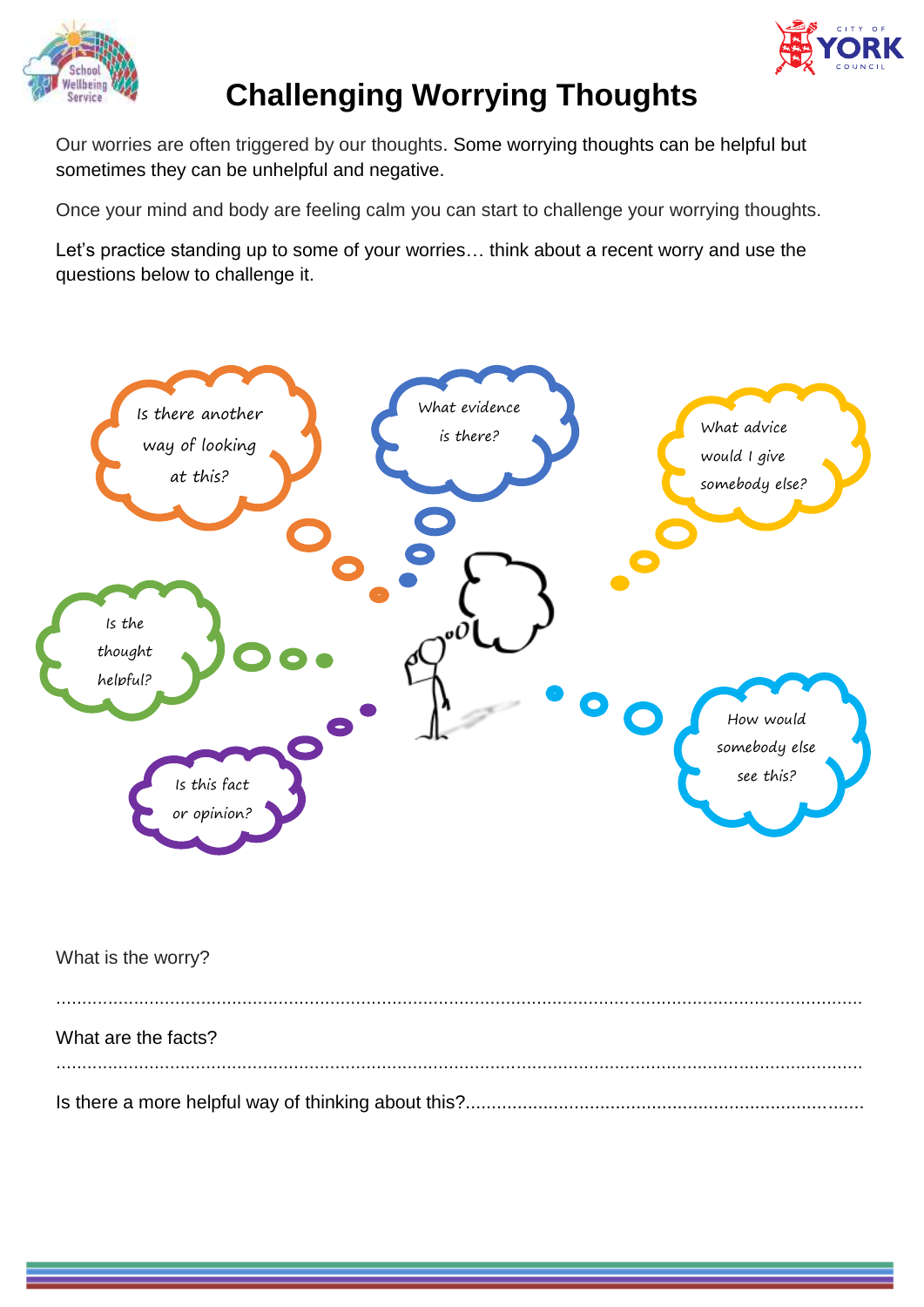# Challenging Worrying Thoughts

Our worries are often triggered by our thoughts. Some worrying thoughts can be helpful but sometimes they can be unhelpful and negative.

Once your mind and body are feeling calm you can start to challenge your worrying thoughts.

Let's practice standing up to some of your worries… think about a recent worry and use the questions below to challenge it.

- Is there another way of looking at this?
- What evidence is there?
- What advice would I give somebody else?
- Is the thought helpful?
- Is this fact or opinion?
- How would somebody else see this?

What is the worry?

..........................................................................................................................................................

What are the facts?

..........................................................................................................................................................

Is there a more helpful way of thinking about this?..........................................................................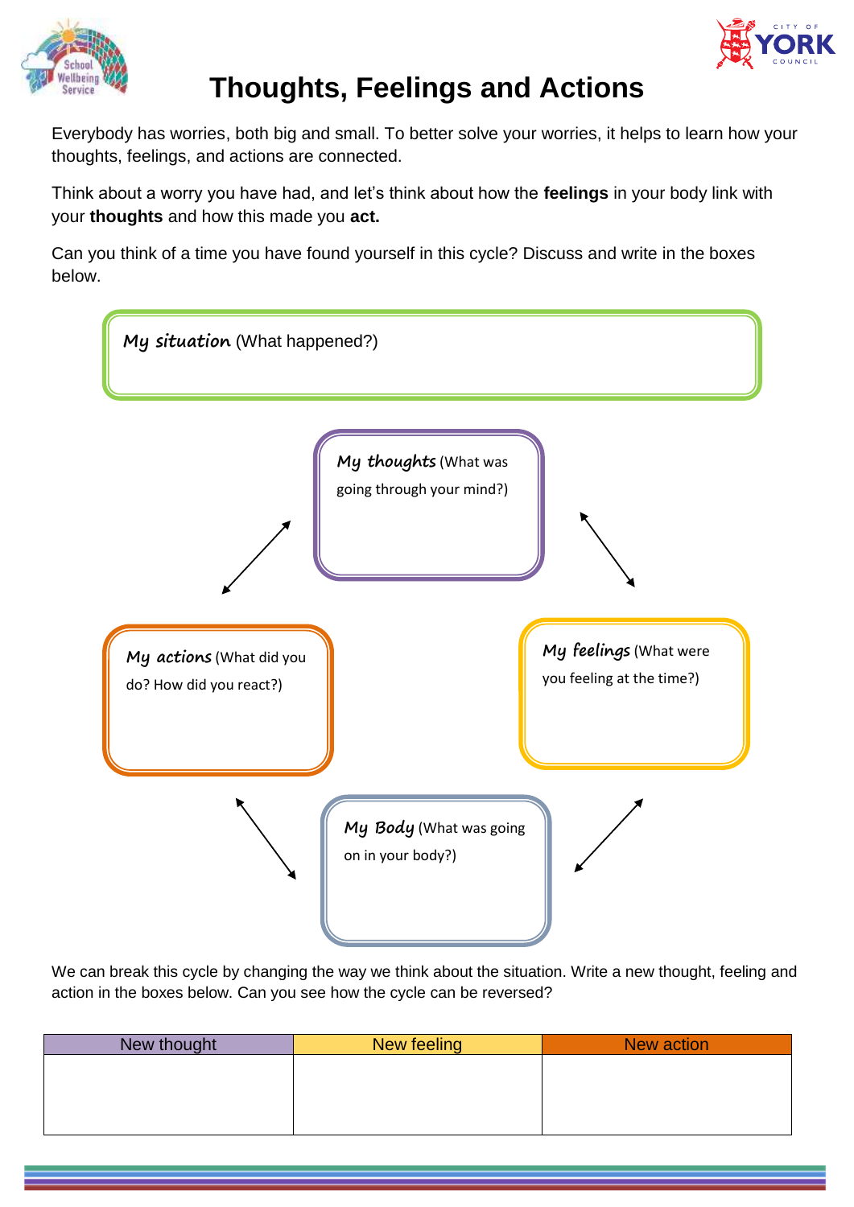# Thoughts, Feelings and Actions

Everybody has worries, both big and small. To better solve your worries, it helps to learn how your thoughts, feelings, and actions are connected.

Think about a worry you have had, and let's think about how the **feelings** in your body link with your **thoughts** and how this made you **act.**

Can you think of a time you have found yourself in this cycle? Discuss and write in the boxes below.

*My situation* (What happened?)

*My thoughts* (What was going through your mind?)

*My feelings* (What were you feeling at the time?)

*My Body* (What was going on in your body?)

*My actions* (What did you do? How did you react?)

We can break this cycle by changing the way we think about the situation. Write a new thought, feeling and action in the boxes below. Can you see how the cycle can be reversed?

| New thought | New feeling | New action |
| --- | --- | --- |
| | | |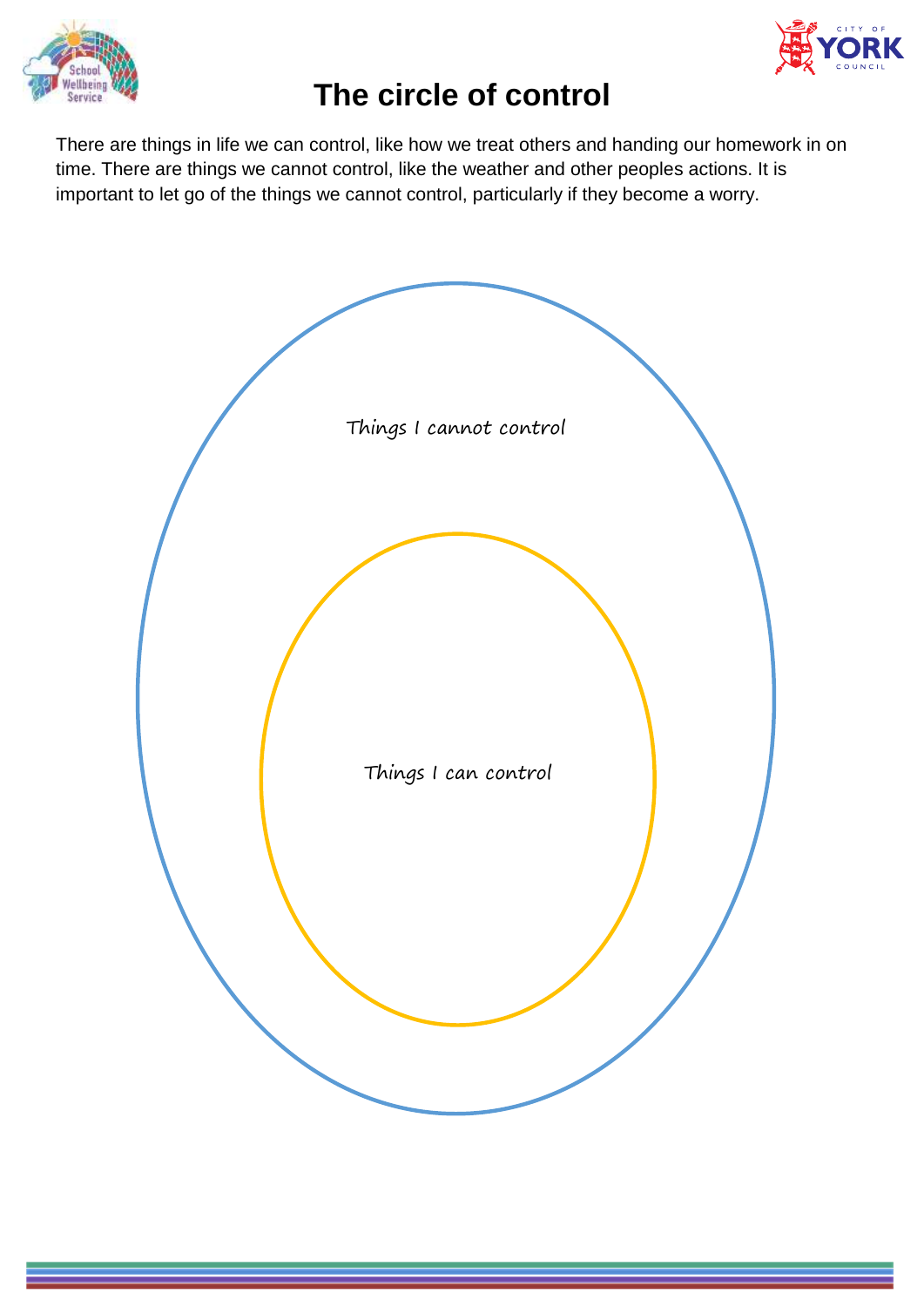# The circle of control

There are things in life we can control, like how we treat others and handing our homework in on time. There are things we cannot control, like the weather and other peoples actions. It is important to let go of the things we cannot control, particularly if they become a worry.

Things I cannot control

Things I can control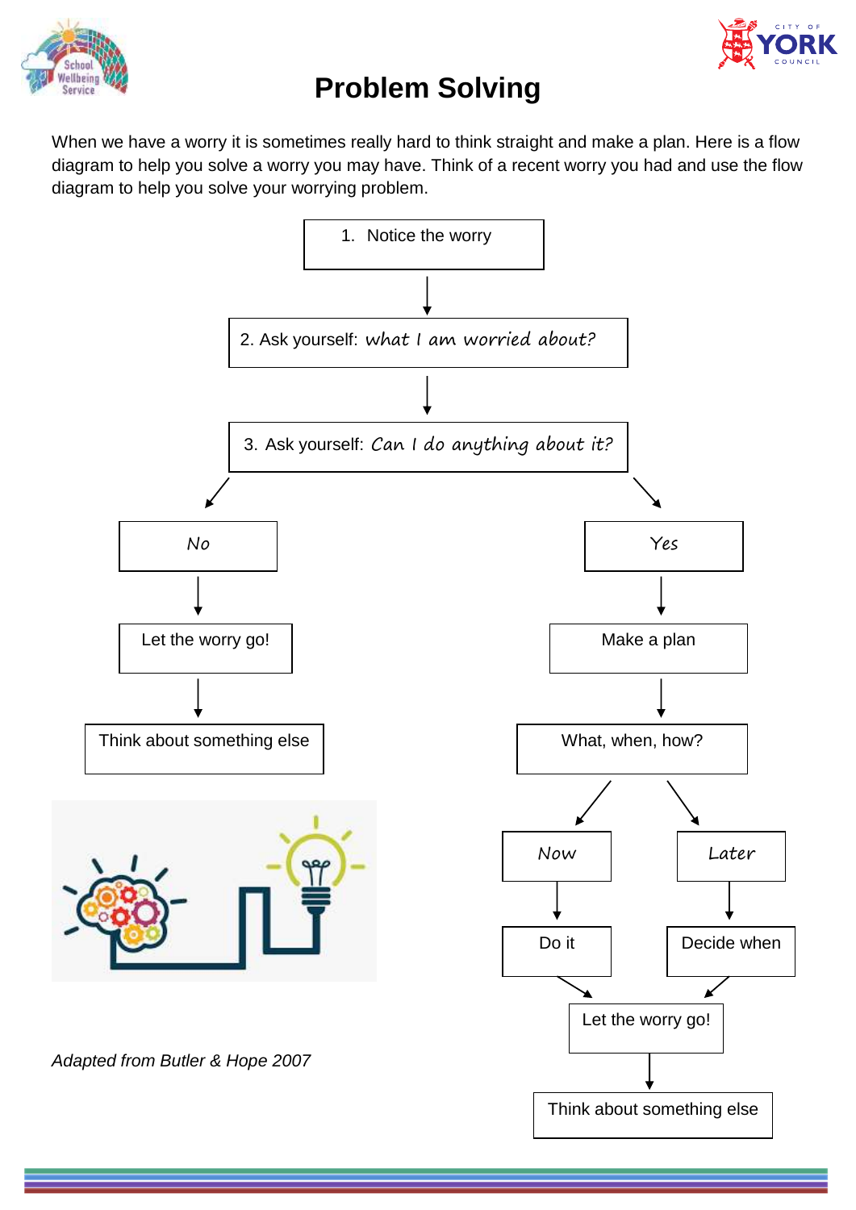# Problem Solving

When we have a worry it is sometimes really hard to think straight and make a plan. Here is a flow diagram to help you solve a worry you may have. Think of a recent worry you had and use the flow diagram to help you solve your worrying problem.

1. Notice the worry

↓

2. Ask yourself: *what I am worried about?*

↓

3. Ask yourself: *Can I do anything about it?*

**No**

↓

Let the worry go!

↓

Think about something else

**Yes**

↓

Make a plan

↓

What, when, how?

- *Now* → Do it
- *Later* → Decide when

↓

Let the worry go!

↓

Think about something else

*Adapted from Butler & Hope 2007*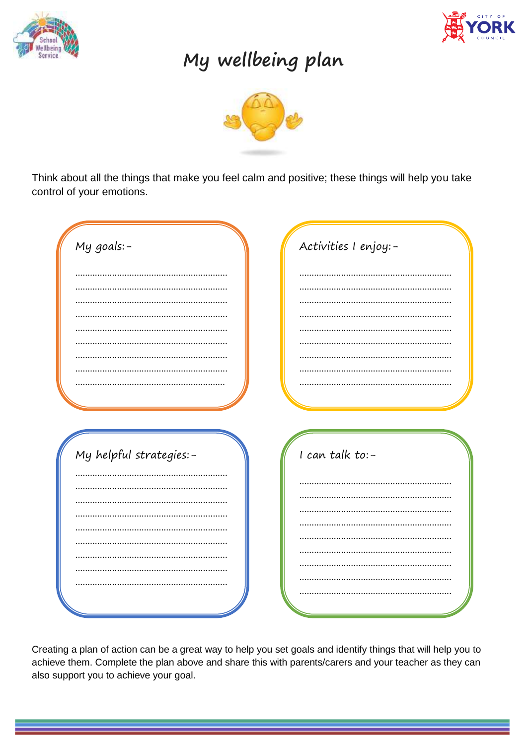# My wellbeing plan

Think about all the things that make you feel calm and positive; these things will help you take control of your emotions.

My goals:-

..............................................................
..............................................................
..............................................................
..............................................................
..............................................................
..............................................................
..............................................................
..............................................................
..............................................................

Activities I enjoy:-

..............................................................
..............................................................
..............................................................
..............................................................
..............................................................
..............................................................
..............................................................
..............................................................
..............................................................

My helpful strategies:-

..............................................................
..............................................................
..............................................................
..............................................................
..............................................................
..............................................................
..............................................................
..............................................................
..............................................................

I can talk to:-

..............................................................
..............................................................
..............................................................
..............................................................
..............................................................
..............................................................
..............................................................
..............................................................
..............................................................

Creating a plan of action can be a great way to help you set goals and identify things that will help you to achieve them. Complete the plan above and share this with parents/carers and your teacher as they can also support you to achieve your goal.